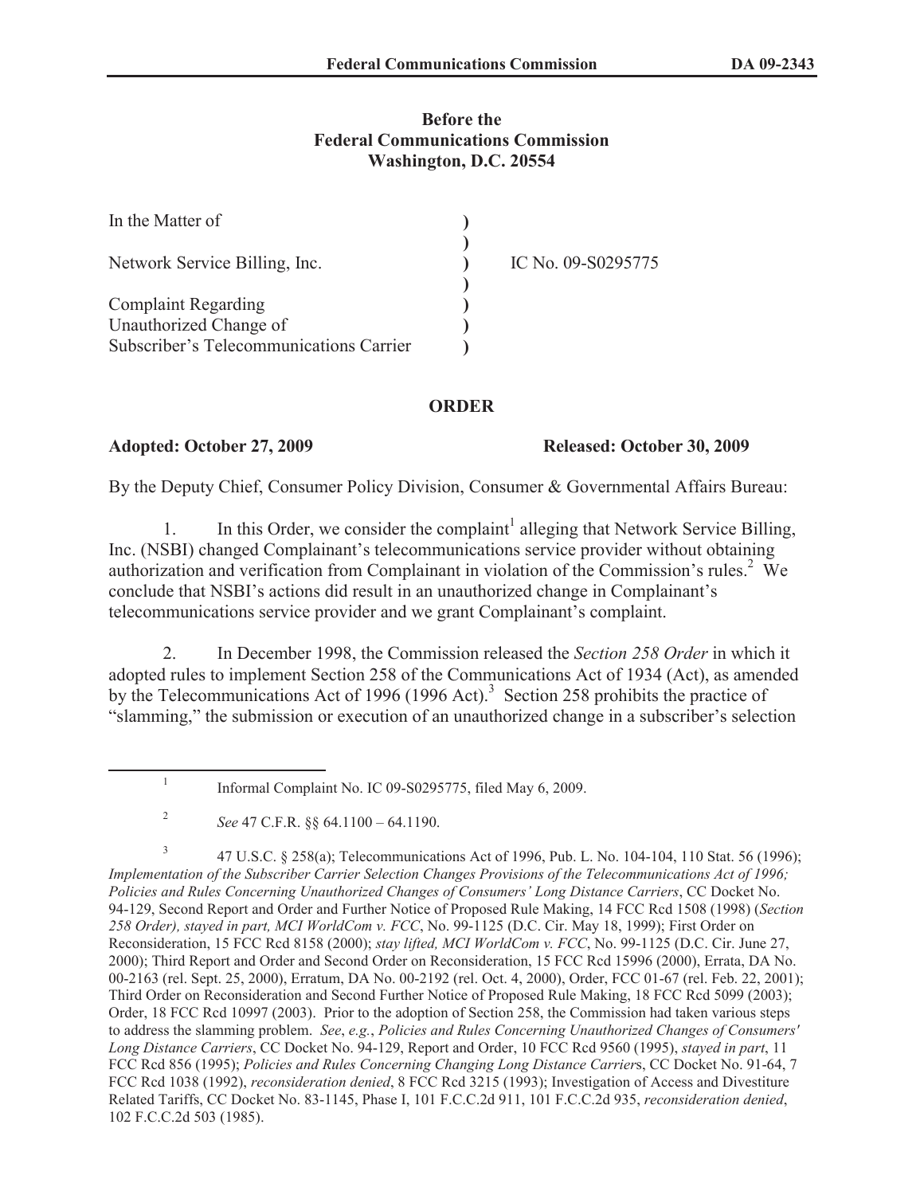**Before the**
**Federal Communications Commission**
**Washington, D.C. 20554**

| | | |
|---|---|---|
| In the Matter of | ) | |
| | ) | |
| Network Service Billing, Inc. | ) | IC No. 09-S0295775 |
| | ) | |
| Complaint Regarding | ) | |
| Unauthorized Change of | ) | |
| Subscriber's Telecommunications Carrier | ) | |

## ORDER

**Adopted: October 27, 2009** **Released: October 30, 2009**

By the Deputy Chief, Consumer Policy Division, Consumer & Governmental Affairs Bureau:

1. In this Order, we consider the complaint[1] alleging that Network Service Billing, Inc. (NSBI) changed Complainant's telecommunications service provider without obtaining authorization and verification from Complainant in violation of the Commission's rules.[2] We conclude that NSBI's actions did result in an unauthorized change in Complainant's telecommunications service provider and we grant Complainant's complaint.

2. In December 1998, the Commission released the *Section 258 Order* in which it adopted rules to implement Section 258 of the Communications Act of 1934 (Act), as amended by the Telecommunications Act of 1996 (1996 Act).[3] Section 258 prohibits the practice of "slamming," the submission or execution of an unauthorized change in a subscriber's selection

---

[1] Informal Complaint No. IC 09-S0295775, filed May 6, 2009.

[2] *See* 47 C.F.R. §§ 64.1100 – 64.1190.

[3] 47 U.S.C. § 258(a); Telecommunications Act of 1996, Pub. L. No. 104-104, 110 Stat. 56 (1996); *Implementation of the Subscriber Carrier Selection Changes Provisions of the Telecommunications Act of 1996; Policies and Rules Concerning Unauthorized Changes of Consumers' Long Distance Carriers*, CC Docket No. 94-129, Second Report and Order and Further Notice of Proposed Rule Making, 14 FCC Rcd 1508 (1998) (*Section 258 Order), stayed in part, MCI WorldCom v. FCC*, No. 99-1125 (D.C. Cir. May 18, 1999); First Order on Reconsideration, 15 FCC Rcd 8158 (2000); *stay lifted, MCI WorldCom v. FCC*, No. 99-1125 (D.C. Cir. June 27, 2000); Third Report and Order and Second Order on Reconsideration, 15 FCC Rcd 15996 (2000), Errata, DA No. 00-2163 (rel. Sept. 25, 2000), Erratum, DA No. 00-2192 (rel. Oct. 4, 2000), Order, FCC 01-67 (rel. Feb. 22, 2001); Third Order on Reconsideration and Second Further Notice of Proposed Rule Making, 18 FCC Rcd 5099 (2003); Order, 18 FCC Rcd 10997 (2003). Prior to the adoption of Section 258, the Commission had taken various steps to address the slamming problem. *See*, *e.g.*, *Policies and Rules Concerning Unauthorized Changes of Consumers' Long Distance Carriers*, CC Docket No. 94-129, Report and Order, 10 FCC Rcd 9560 (1995), *stayed in part*, 11 FCC Rcd 856 (1995); *Policies and Rules Concerning Changing Long Distance Carrier*s, CC Docket No. 91-64, 7 FCC Rcd 1038 (1992), *reconsideration denied*, 8 FCC Rcd 3215 (1993); Investigation of Access and Divestiture Related Tariffs, CC Docket No. 83-1145, Phase I, 101 F.C.C.2d 911, 101 F.C.C.2d 935, *reconsideration denied*, 102 F.C.C.2d 503 (1985).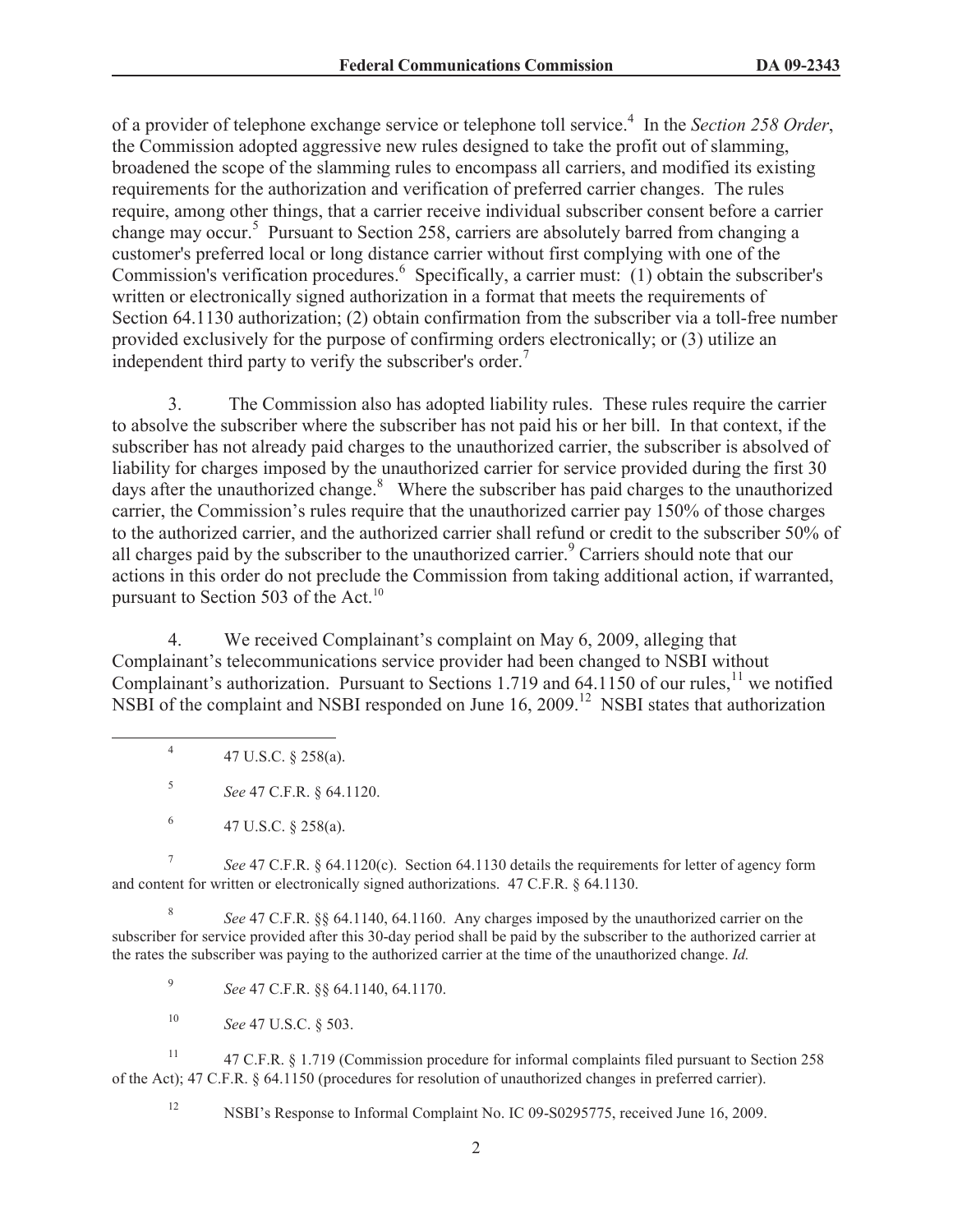of a provider of telephone exchange service or telephone toll service.[4] In the *Section 258 Order*, the Commission adopted aggressive new rules designed to take the profit out of slamming, broadened the scope of the slamming rules to encompass all carriers, and modified its existing requirements for the authorization and verification of preferred carrier changes. The rules require, among other things, that a carrier receive individual subscriber consent before a carrier change may occur.[5] Pursuant to Section 258, carriers are absolutely barred from changing a customer's preferred local or long distance carrier without first complying with one of the Commission's verification procedures.[6] Specifically, a carrier must: (1) obtain the subscriber's written or electronically signed authorization in a format that meets the requirements of Section 64.1130 authorization; (2) obtain confirmation from the subscriber via a toll-free number provided exclusively for the purpose of confirming orders electronically; or (3) utilize an independent third party to verify the subscriber's order.[7]

3. The Commission also has adopted liability rules. These rules require the carrier to absolve the subscriber where the subscriber has not paid his or her bill. In that context, if the subscriber has not already paid charges to the unauthorized carrier, the subscriber is absolved of liability for charges imposed by the unauthorized carrier for service provided during the first 30 days after the unauthorized change.[8] Where the subscriber has paid charges to the unauthorized carrier, the Commission's rules require that the unauthorized carrier pay 150% of those charges to the authorized carrier, and the authorized carrier shall refund or credit to the subscriber 50% of all charges paid by the subscriber to the unauthorized carrier.[9] Carriers should note that our actions in this order do not preclude the Commission from taking additional action, if warranted, pursuant to Section 503 of the Act.[10]

4. We received Complainant's complaint on May 6, 2009, alleging that Complainant's telecommunications service provider had been changed to NSBI without Complainant's authorization. Pursuant to Sections 1.719 and 64.1150 of our rules,[11] we notified NSBI of the complaint and NSBI responded on June 16, 2009.[12] NSBI states that authorization

---

[4] 47 U.S.C. § 258(a).

[5] *See* 47 C.F.R. § 64.1120.

[6] 47 U.S.C. § 258(a).

[7] *See* 47 C.F.R. § 64.1120(c). Section 64.1130 details the requirements for letter of agency form and content for written or electronically signed authorizations. 47 C.F.R. § 64.1130.

[8] *See* 47 C.F.R. §§ 64.1140, 64.1160. Any charges imposed by the unauthorized carrier on the subscriber for service provided after this 30-day period shall be paid by the subscriber to the authorized carrier at the rates the subscriber was paying to the authorized carrier at the time of the unauthorized change. *Id.*

[9] *See* 47 C.F.R. §§ 64.1140, 64.1170.

[10] *See* 47 U.S.C. § 503.

[11] 47 C.F.R. § 1.719 (Commission procedure for informal complaints filed pursuant to Section 258 of the Act); 47 C.F.R. § 64.1150 (procedures for resolution of unauthorized changes in preferred carrier).

[12] NSBI's Response to Informal Complaint No. IC 09-S0295775, received June 16, 2009.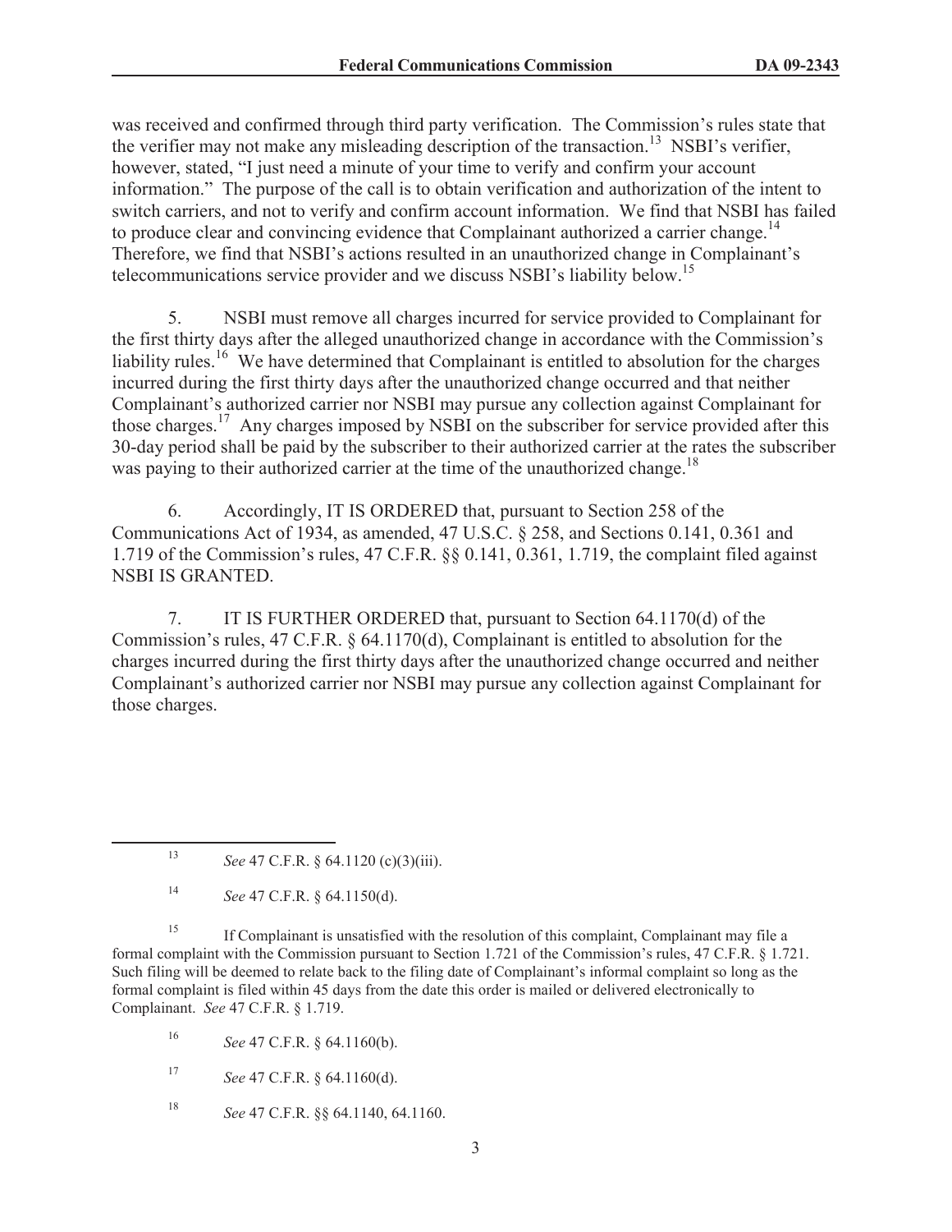was received and confirmed through third party verification. The Commission's rules state that the verifier may not make any misleading description of the transaction.[13] NSBI's verifier, however, stated, "I just need a minute of your time to verify and confirm your account information." The purpose of the call is to obtain verification and authorization of the intent to switch carriers, and not to verify and confirm account information. We find that NSBI has failed to produce clear and convincing evidence that Complainant authorized a carrier change.[14] Therefore, we find that NSBI's actions resulted in an unauthorized change in Complainant's telecommunications service provider and we discuss NSBI's liability below.[15]

5. NSBI must remove all charges incurred for service provided to Complainant for the first thirty days after the alleged unauthorized change in accordance with the Commission's liability rules.[16] We have determined that Complainant is entitled to absolution for the charges incurred during the first thirty days after the unauthorized change occurred and that neither Complainant's authorized carrier nor NSBI may pursue any collection against Complainant for those charges.[17] Any charges imposed by NSBI on the subscriber for service provided after this 30-day period shall be paid by the subscriber to their authorized carrier at the rates the subscriber was paying to their authorized carrier at the time of the unauthorized change.[18]

6. Accordingly, IT IS ORDERED that, pursuant to Section 258 of the Communications Act of 1934, as amended, 47 U.S.C. § 258, and Sections 0.141, 0.361 and 1.719 of the Commission's rules, 47 C.F.R. §§ 0.141, 0.361, 1.719, the complaint filed against NSBI IS GRANTED.

7. IT IS FURTHER ORDERED that, pursuant to Section 64.1170(d) of the Commission's rules, 47 C.F.R. § 64.1170(d), Complainant is entitled to absolution for the charges incurred during the first thirty days after the unauthorized change occurred and neither Complainant's authorized carrier nor NSBI may pursue any collection against Complainant for those charges.

---

[13] *See* 47 C.F.R. § 64.1120 (c)(3)(iii).

[14] *See* 47 C.F.R. § 64.1150(d).

[15] If Complainant is unsatisfied with the resolution of this complaint, Complainant may file a formal complaint with the Commission pursuant to Section 1.721 of the Commission's rules, 47 C.F.R. § 1.721. Such filing will be deemed to relate back to the filing date of Complainant's informal complaint so long as the formal complaint is filed within 45 days from the date this order is mailed or delivered electronically to Complainant. *See* 47 C.F.R. § 1.719.

[16] *See* 47 C.F.R. § 64.1160(b).

[17] *See* 47 C.F.R. § 64.1160(d).

[18] *See* 47 C.F.R. §§ 64.1140, 64.1160.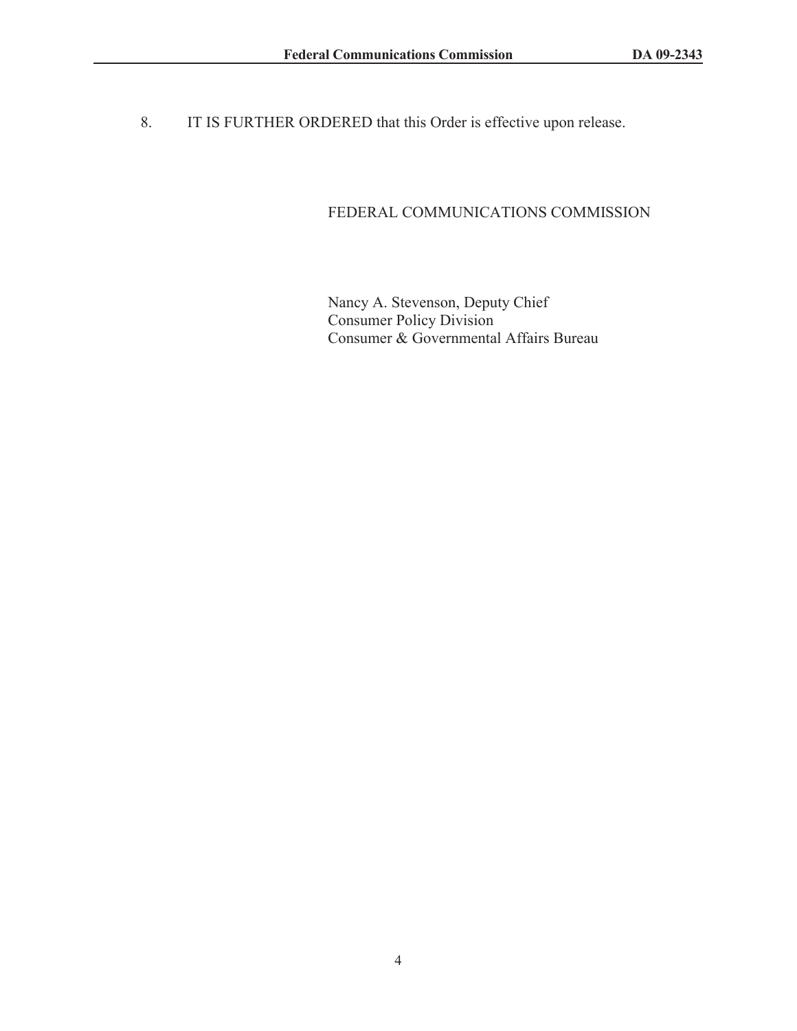8. IT IS FURTHER ORDERED that this Order is effective upon release.

FEDERAL COMMUNICATIONS COMMISSION

Nancy A. Stevenson, Deputy Chief
Consumer Policy Division
Consumer & Governmental Affairs Bureau